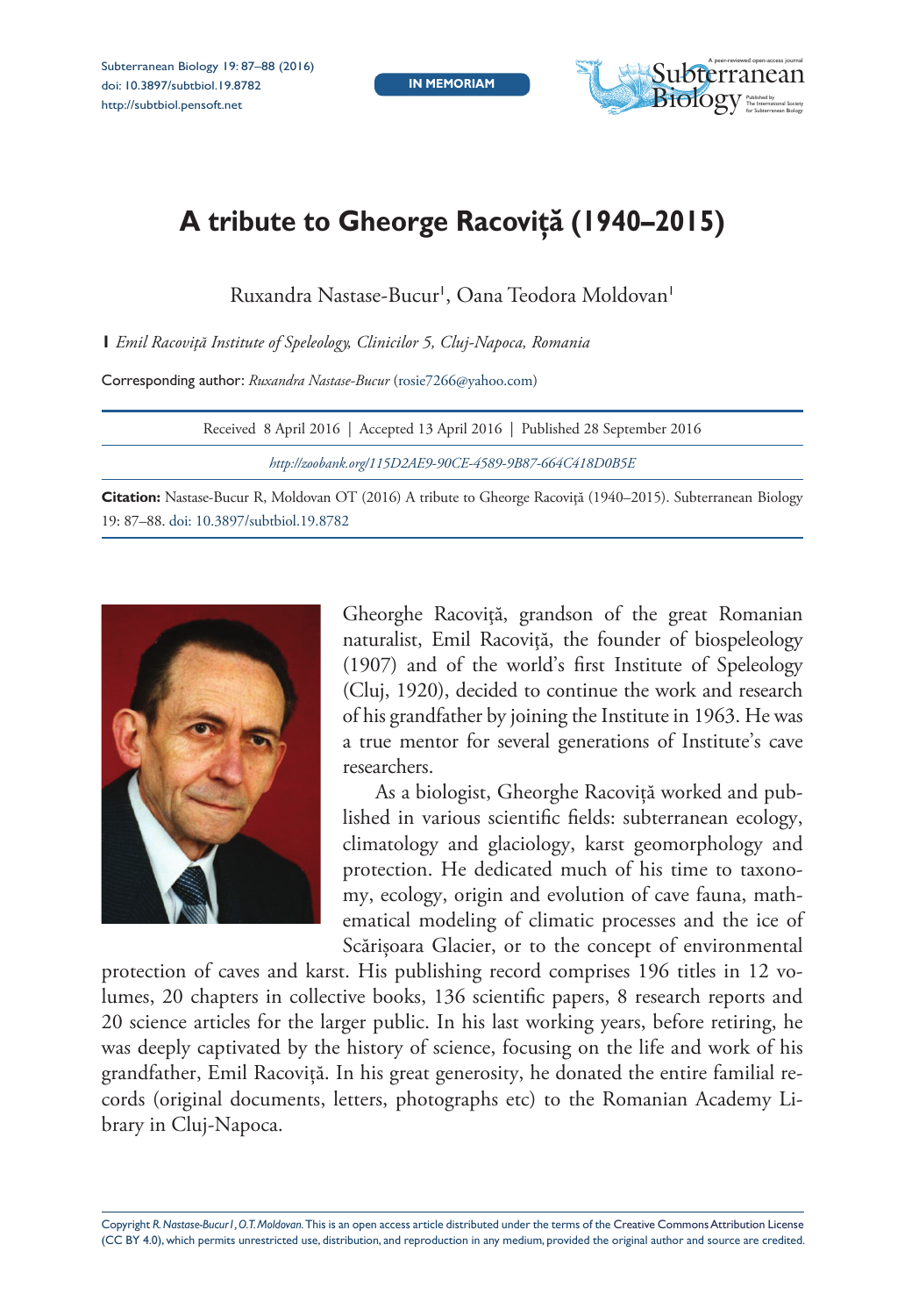IN MEMORIAM

# A tribute to Gheorge Racoviță (1940–2015)

Ruxandra Nastase-Bucur[1], Oana Teodora Moldovan[1]

**1** *Emil Racoviță Institute of Speleology, Clinicilor 5, Cluj-Napoca, Romania*

Corresponding author: *Ruxandra Nastase-Bucur* (rosie7266@yahoo.com)

Received 8 April 2016 | Accepted 13 April 2016 | Published 28 September 2016

*http://zoobank.org/115D2AE9-90CE-4589-9B87-664C418D0B5E*

**Citation:** Nastase-Bucur R, Moldovan OT (2016) A tribute to Gheorge Racoviță (1940–2015). Subterranean Biology 19: 87–88. doi: 10.3897/subtbiol.19.8782

Gheorghe Racoviță, grandson of the great Romanian naturalist, Emil Racoviţă, the founder of biospeleology (1907) and of the world's first Institute of Speleology (Cluj, 1920), decided to continue the work and research of his grandfather by joining the Institute in 1963. He was a true mentor for several generations of Institute's cave researchers.

As a biologist, Gheorghe Racoviță worked and published in various scientific fields: subterranean ecology, climatology and glaciology, karst geomorphology and protection. He dedicated much of his time to taxonomy, ecology, origin and evolution of cave fauna, mathematical modeling of climatic processes and the ice of Scărișoara Glacier, or to the concept of environmental protection of caves and karst. His publishing record comprises 196 titles in 12 volumes, 20 chapters in collective books, 136 scientific papers, 8 research reports and 20 science articles for the larger public. In his last working years, before retiring, he was deeply captivated by the history of science, focusing on the life and work of his grandfather, Emil Racoviță. In his great generosity, he donated the entire familial records (original documents, letters, photographs etc) to the Romanian Academy Library in Cluj-Napoca.

Copyright *R. Nastase-Bucur1, O.T. Moldovan.* This is an open access article distributed under the terms of the Creative Commons Attribution License (CC BY 4.0), which permits unrestricted use, distribution, and reproduction in any medium, provided the original author and source are credited.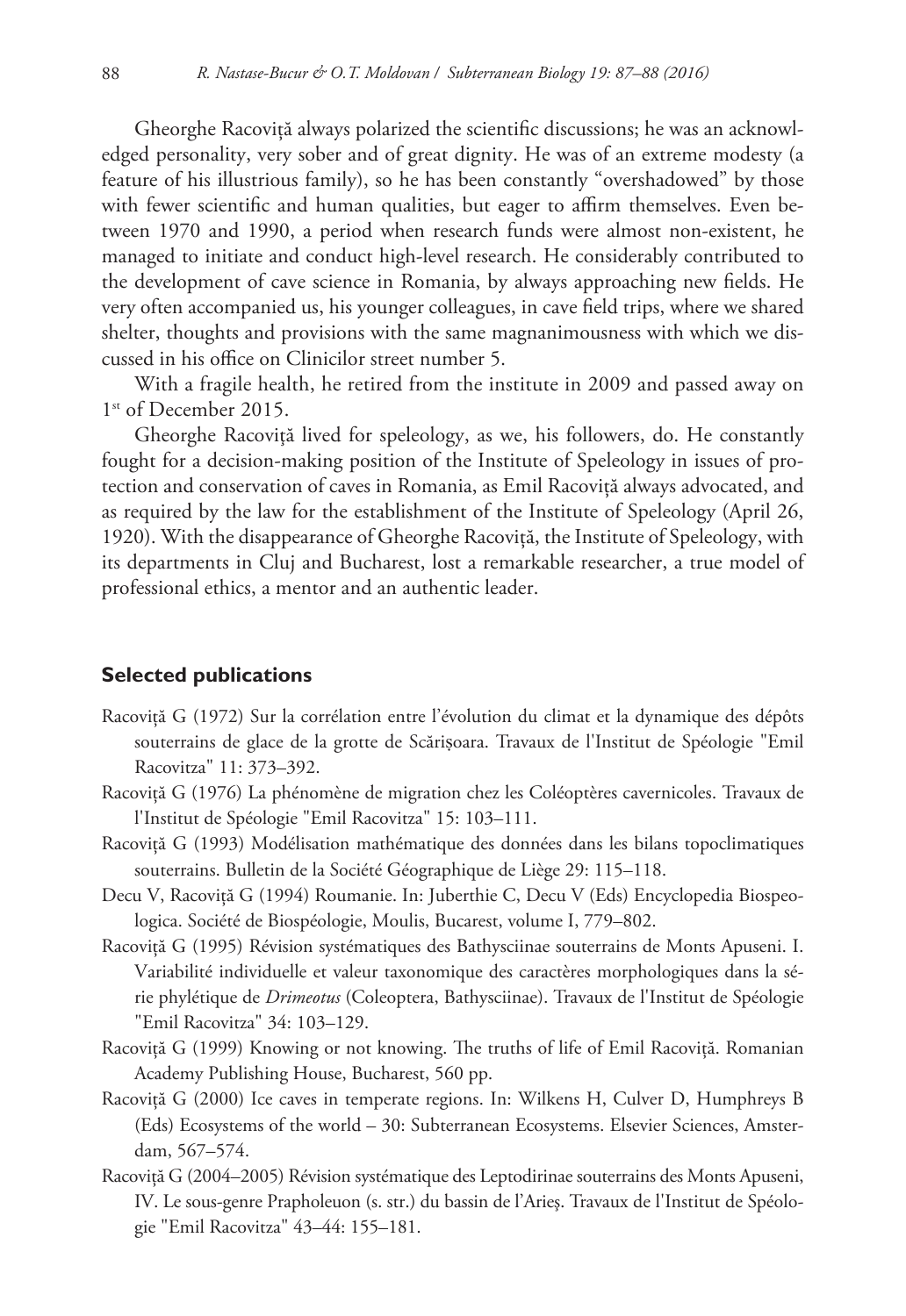Gheorghe Racoviță always polarized the scientific discussions; he was an acknowledged personality, very sober and of great dignity. He was of an extreme modesty (a feature of his illustrious family), so he has been constantly "overshadowed" by those with fewer scientific and human qualities, but eager to affirm themselves. Even between 1970 and 1990, a period when research funds were almost non-existent, he managed to initiate and conduct high-level research. He considerably contributed to the development of cave science in Romania, by always approaching new fields. He very often accompanied us, his younger colleagues, in cave field trips, where we shared shelter, thoughts and provisions with the same magnanimousness with which we discussed in his office on Clinicilor street number 5.

With a fragile health, he retired from the institute in 2009 and passed away on 1st of December 2015.

Gheorghe Racoviță lived for speleology, as we, his followers, do. He constantly fought for a decision-making position of the Institute of Speleology in issues of protection and conservation of caves in Romania, as Emil Racoviță always advocated, and as required by the law for the establishment of the Institute of Speleology (April 26, 1920). With the disappearance of Gheorghe Racoviță, the Institute of Speleology, with its departments in Cluj and Bucharest, lost a remarkable researcher, a true model of professional ethics, a mentor and an authentic leader.

## Selected publications

Racoviță G (1972) Sur la corrélation entre l'évolution du climat et la dynamique des dépôts souterrains de glace de la grotte de Scărișoara. Travaux de l'Institut de Spéologie "Emil Racovitza" 11: 373–392.

Racoviță G (1976) La phénomène de migration chez les Coléoptères cavernicoles. Travaux de l'Institut de Spéologie "Emil Racovitza" 15: 103–111.

Racoviță G (1993) Modélisation mathématique des données dans les bilans topoclimatiques souterrains. Bulletin de la Société Géographique de Liège 29: 115–118.

Decu V, Racoviță G (1994) Roumanie. In: Juberthie C, Decu V (Eds) Encyclopedia Biospeologica. Société de Biospéologie, Moulis, Bucarest, volume I, 779–802.

Racoviță G (1995) Révision systématiques des Bathysciinae souterrains de Monts Apuseni. I. Variabilité individuelle et valeur taxonomique des caractères morphologiques dans la série phylétique de *Drimeotus* (Coleoptera, Bathysciinae). Travaux de l'Institut de Spéologie "Emil Racovitza" 34: 103–129.

Racoviță G (1999) Knowing or not knowing. The truths of life of Emil Racoviță. Romanian Academy Publishing House, Bucharest, 560 pp.

Racoviță G (2000) Ice caves in temperate regions. In: Wilkens H, Culver D, Humphreys B (Eds) Ecosystems of the world – 30: Subterranean Ecosystems. Elsevier Sciences, Amsterdam, 567–574.

Racoviță G (2004–2005) Révision systématique des Leptodirinae souterrains des Monts Apuseni, IV. Le sous-genre Prapholeuon (s. str.) du bassin de l'Arieş. Travaux de l'Institut de Spéologie "Emil Racovitza" 43–44: 155–181.